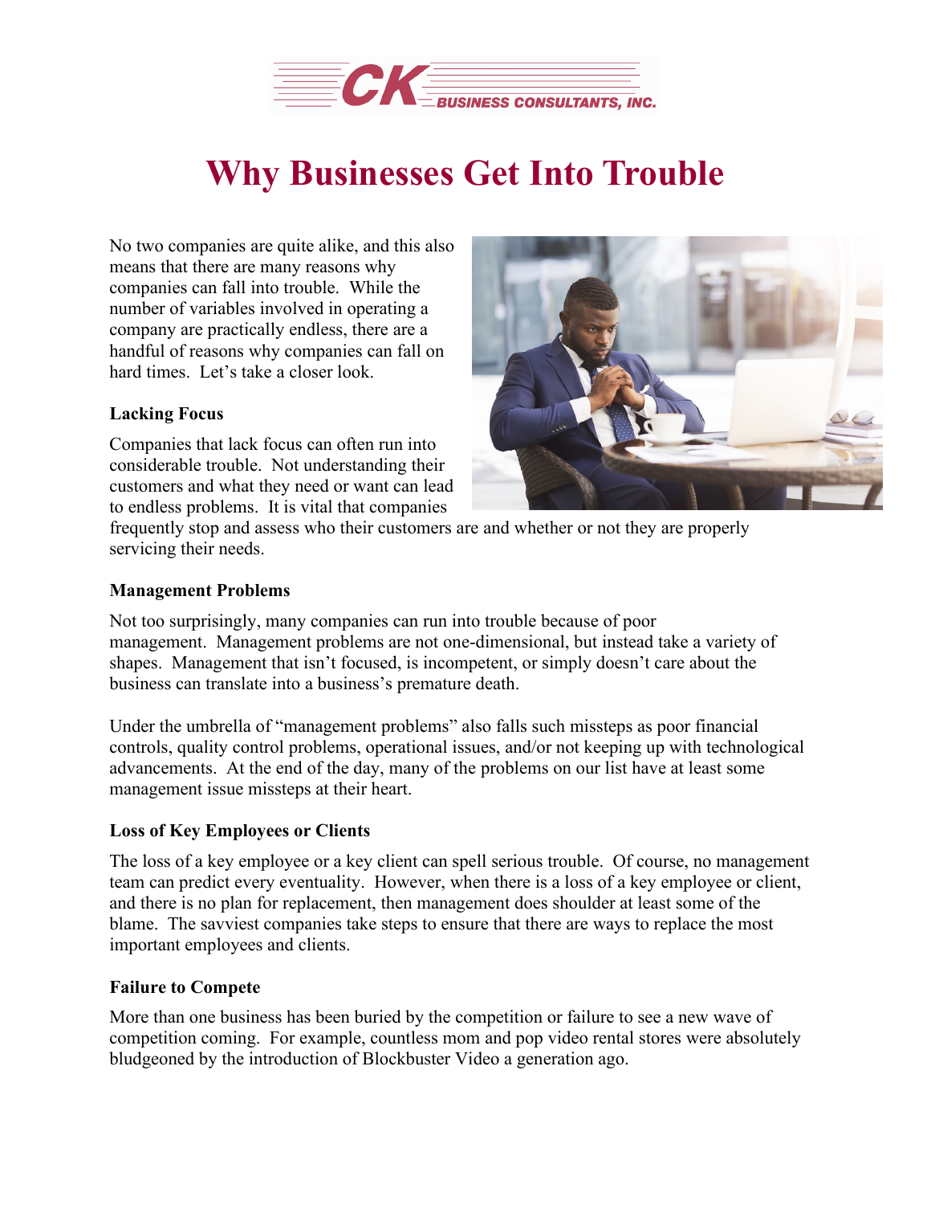CK BUSINESS CONSULTANTS, INC.

# Why Businesses Get Into Trouble

No two companies are quite alike, and this also means that there are many reasons why companies can fall into trouble. While the number of variables involved in operating a company are practically endless, there are a handful of reasons why companies can fall on hard times. Let's take a closer look.

**Lacking Focus**

Companies that lack focus can often run into considerable trouble. Not understanding their customers and what they need or want can lead to endless problems. It is vital that companies frequently stop and assess who their customers are and whether or not they are properly servicing their needs.

**Management Problems**

Not too surprisingly, many companies can run into trouble because of poor management. Management problems are not one-dimensional, but instead take a variety of shapes. Management that isn't focused, is incompetent, or simply doesn't care about the business can translate into a business's premature death.

Under the umbrella of "management problems" also falls such missteps as poor financial controls, quality control problems, operational issues, and/or not keeping up with technological advancements. At the end of the day, many of the problems on our list have at least some management issue missteps at their heart.

**Loss of Key Employees or Clients**

The loss of a key employee or a key client can spell serious trouble. Of course, no management team can predict every eventuality. However, when there is a loss of a key employee or client, and there is no plan for replacement, then management does shoulder at least some of the blame. The savviest companies take steps to ensure that there are ways to replace the most important employees and clients.

**Failure to Compete**

More than one business has been buried by the competition or failure to see a new wave of competition coming. For example, countless mom and pop video rental stores were absolutely bludgeoned by the introduction of Blockbuster Video a generation ago.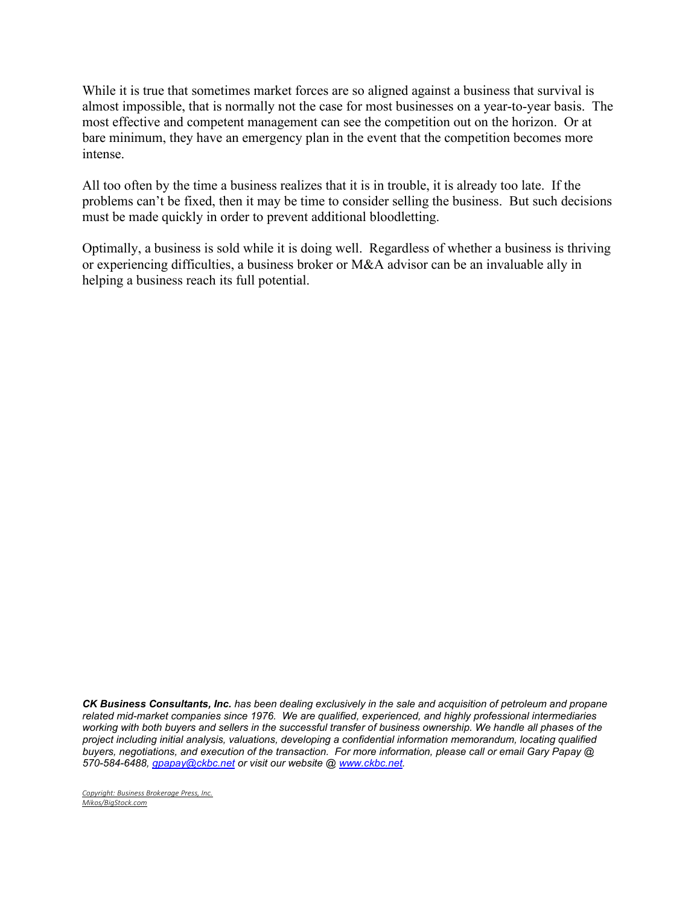While it is true that sometimes market forces are so aligned against a business that survival is almost impossible, that is normally not the case for most businesses on a year-to-year basis. The most effective and competent management can see the competition out on the horizon. Or at bare minimum, they have an emergency plan in the event that the competition becomes more intense.

All too often by the time a business realizes that it is in trouble, it is already too late. If the problems can't be fixed, then it may be time to consider selling the business. But such decisions must be made quickly in order to prevent additional bloodletting.

Optimally, a business is sold while it is doing well. Regardless of whether a business is thriving or experiencing difficulties, a business broker or M&A advisor can be an invaluable ally in helping a business reach its full potential.

***CK Business Consultants, Inc.** has been dealing exclusively in the sale and acquisition of petroleum and propane related mid-market companies since 1976. We are qualified, experienced, and highly professional intermediaries working with both buyers and sellers in the successful transfer of business ownership. We handle all phases of the project including initial analysis, valuations, developing a confidential information memorandum, locating qualified buyers, negotiations, and execution of the transaction. For more information, please call or email Gary Papay @ 570-584-6488, [gpapay@ckbc.net](mailto:gpapay@ckbc.net) or visit our website @ [www.ckbc.net](http://www.ckbc.net).*

*Copyright: Business Brokerage Press, Inc.*
*Mikos/BigStock.com*